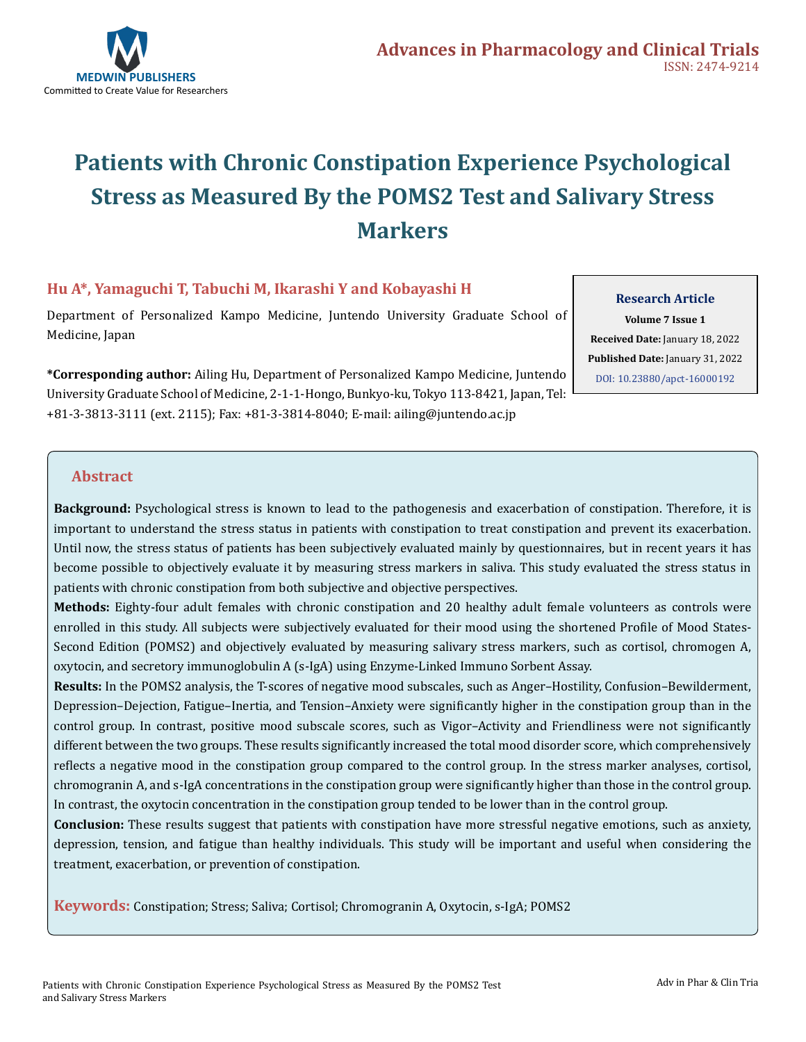# Patients with Chronic Constipation Experience Psychological Stress as Measured By the POMS2 Test and Salivary Stress Markers

**Hu A*, Yamaguchi T, Tabuchi M, Ikarashi Y and Kobayashi H**

Department of Personalized Kampo Medicine, Juntendo University Graduate School of Medicine, Japan

**\*Corresponding author:** Ailing Hu, Department of Personalized Kampo Medicine, Juntendo University Graduate School of Medicine, 2-1-1-Hongo, Bunkyo-ku, Tokyo 113-8421, Japan, Tel: +81-3-3813-3111 (ext. 2115); Fax: +81-3-3814-8040; E-mail: ailing@juntendo.ac.jp

**Research Article**
**Volume 7 Issue 1**
**Received Date:** January 18, 2022
**Published Date:** January 31, 2022
DOI: 10.23880/apct-16000192

## Abstract

**Background:** Psychological stress is known to lead to the pathogenesis and exacerbation of constipation. Therefore, it is important to understand the stress status in patients with constipation to treat constipation and prevent its exacerbation. Until now, the stress status of patients has been subjectively evaluated mainly by questionnaires, but in recent years it has become possible to objectively evaluate it by measuring stress markers in saliva. This study evaluated the stress status in patients with chronic constipation from both subjective and objective perspectives.

**Methods:** Eighty-four adult females with chronic constipation and 20 healthy adult female volunteers as controls were enrolled in this study. All subjects were subjectively evaluated for their mood using the shortened Profile of Mood States-Second Edition (POMS2) and objectively evaluated by measuring salivary stress markers, such as cortisol, chromogen A, oxytocin, and secretory immunoglobulin A (s-IgA) using Enzyme-Linked Immuno Sorbent Assay.

**Results:** In the POMS2 analysis, the T-scores of negative mood subscales, such as Anger–Hostility, Confusion–Bewilderment, Depression–Dejection, Fatigue–Inertia, and Tension–Anxiety were significantly higher in the constipation group than in the control group. In contrast, positive mood subscale scores, such as Vigor–Activity and Friendliness were not significantly different between the two groups. These results significantly increased the total mood disorder score, which comprehensively reflects a negative mood in the constipation group compared to the control group. In the stress marker analyses, cortisol, chromogranin A, and s-IgA concentrations in the constipation group were significantly higher than those in the control group. In contrast, the oxytocin concentration in the constipation group tended to be lower than in the control group.

**Conclusion:** These results suggest that patients with constipation have more stressful negative emotions, such as anxiety, depression, tension, and fatigue than healthy individuals. This study will be important and useful when considering the treatment, exacerbation, or prevention of constipation.

**Keywords:** Constipation; Stress; Saliva; Cortisol; Chromogranin A, Oxytocin, s-IgA; POMS2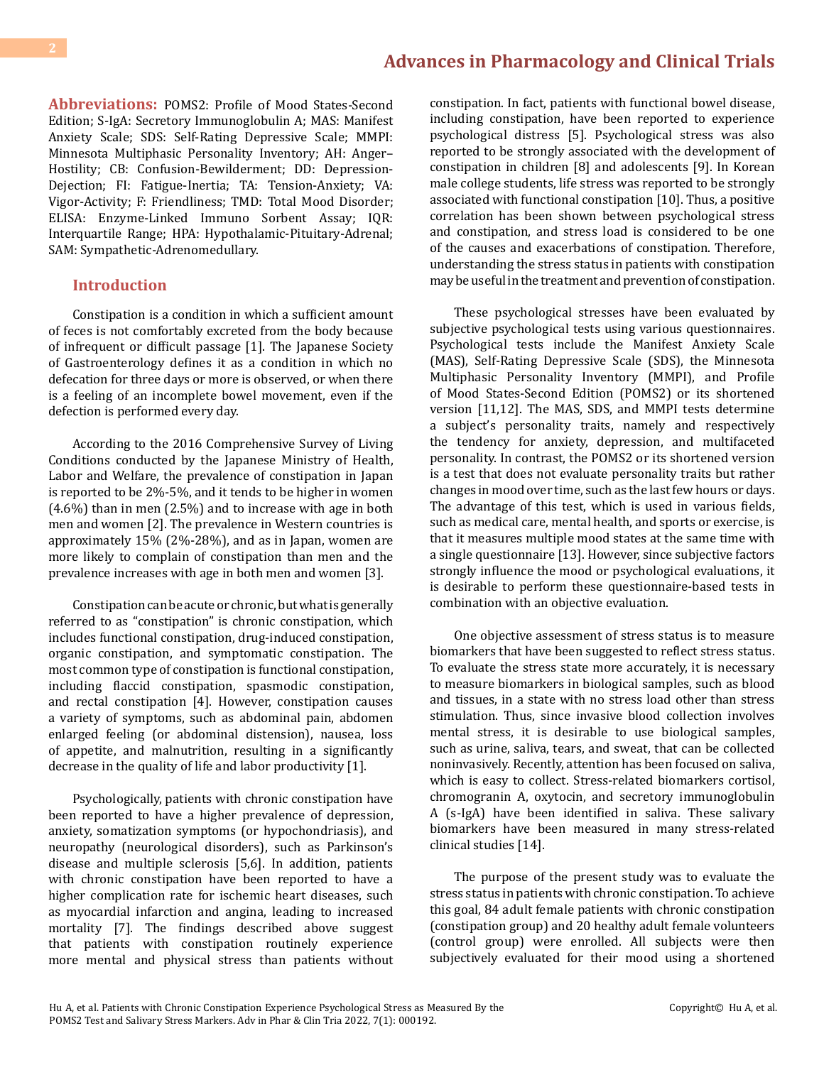**Abbreviations:** POMS2: Profile of Mood States-Second Edition; S-IgA: Secretory Immunoglobulin A; MAS: Manifest Anxiety Scale; SDS: Self-Rating Depressive Scale; MMPI: Minnesota Multiphasic Personality Inventory; AH: Anger–Hostility; CB: Confusion-Bewilderment; DD: Depression-Dejection; FI: Fatigue-Inertia; TA: Tension-Anxiety; VA: Vigor-Activity; F: Friendliness; TMD: Total Mood Disorder; ELISA: Enzyme-Linked Immuno Sorbent Assay; IQR: Interquartile Range; HPA: Hypothalamic-Pituitary-Adrenal; SAM: Sympathetic-Adrenomedullary.

## Introduction

Constipation is a condition in which a sufficient amount of feces is not comfortably excreted from the body because of infrequent or difficult passage [1]. The Japanese Society of Gastroenterology defines it as a condition in which no defecation for three days or more is observed, or when there is a feeling of an incomplete bowel movement, even if the defection is performed every day.

According to the 2016 Comprehensive Survey of Living Conditions conducted by the Japanese Ministry of Health, Labor and Welfare, the prevalence of constipation in Japan is reported to be 2%-5%, and it tends to be higher in women (4.6%) than in men (2.5%) and to increase with age in both men and women [2]. The prevalence in Western countries is approximately 15% (2%-28%), and as in Japan, women are more likely to complain of constipation than men and the prevalence increases with age in both men and women [3].

Constipation can be acute or chronic, but what is generally referred to as "constipation" is chronic constipation, which includes functional constipation, drug-induced constipation, organic constipation, and symptomatic constipation. The most common type of constipation is functional constipation, including flaccid constipation, spasmodic constipation, and rectal constipation [4]. However, constipation causes a variety of symptoms, such as abdominal pain, abdomen enlarged feeling (or abdominal distension), nausea, loss of appetite, and malnutrition, resulting in a significantly decrease in the quality of life and labor productivity [1].

Psychologically, patients with chronic constipation have been reported to have a higher prevalence of depression, anxiety, somatization symptoms (or hypochondriasis), and neuropathy (neurological disorders), such as Parkinson's disease and multiple sclerosis [5,6]. In addition, patients with chronic constipation have been reported to have a higher complication rate for ischemic heart diseases, such as myocardial infarction and angina, leading to increased mortality [7]. The findings described above suggest that patients with constipation routinely experience more mental and physical stress than patients without constipation. In fact, patients with functional bowel disease, including constipation, have been reported to experience psychological distress [5]. Psychological stress was also reported to be strongly associated with the development of constipation in children [8] and adolescents [9]. In Korean male college students, life stress was reported to be strongly associated with functional constipation [10]. Thus, a positive correlation has been shown between psychological stress and constipation, and stress load is considered to be one of the causes and exacerbations of constipation. Therefore, understanding the stress status in patients with constipation may be useful in the treatment and prevention of constipation.

These psychological stresses have been evaluated by subjective psychological tests using various questionnaires. Psychological tests include the Manifest Anxiety Scale (MAS), Self-Rating Depressive Scale (SDS), the Minnesota Multiphasic Personality Inventory (MMPI), and Profile of Mood States-Second Edition (POMS2) or its shortened version [11,12]. The MAS, SDS, and MMPI tests determine a subject's personality traits, namely and respectively the tendency for anxiety, depression, and multifaceted personality. In contrast, the POMS2 or its shortened version is a test that does not evaluate personality traits but rather changes in mood over time, such as the last few hours or days. The advantage of this test, which is used in various fields, such as medical care, mental health, and sports or exercise, is that it measures multiple mood states at the same time with a single questionnaire [13]. However, since subjective factors strongly influence the mood or psychological evaluations, it is desirable to perform these questionnaire-based tests in combination with an objective evaluation.

One objective assessment of stress status is to measure biomarkers that have been suggested to reflect stress status. To evaluate the stress state more accurately, it is necessary to measure biomarkers in biological samples, such as blood and tissues, in a state with no stress load other than stress stimulation. Thus, since invasive blood collection involves mental stress, it is desirable to use biological samples, such as urine, saliva, tears, and sweat, that can be collected noninvasively. Recently, attention has been focused on saliva, which is easy to collect. Stress-related biomarkers cortisol, chromogranin A, oxytocin, and secretory immunoglobulin A (s-IgA) have been identified in saliva. These salivary biomarkers have been measured in many stress-related clinical studies [14].

The purpose of the present study was to evaluate the stress status in patients with chronic constipation. To achieve this goal, 84 adult female patients with chronic constipation (constipation group) and 20 healthy adult female volunteers (control group) were enrolled. All subjects were then subjectively evaluated for their mood using a shortened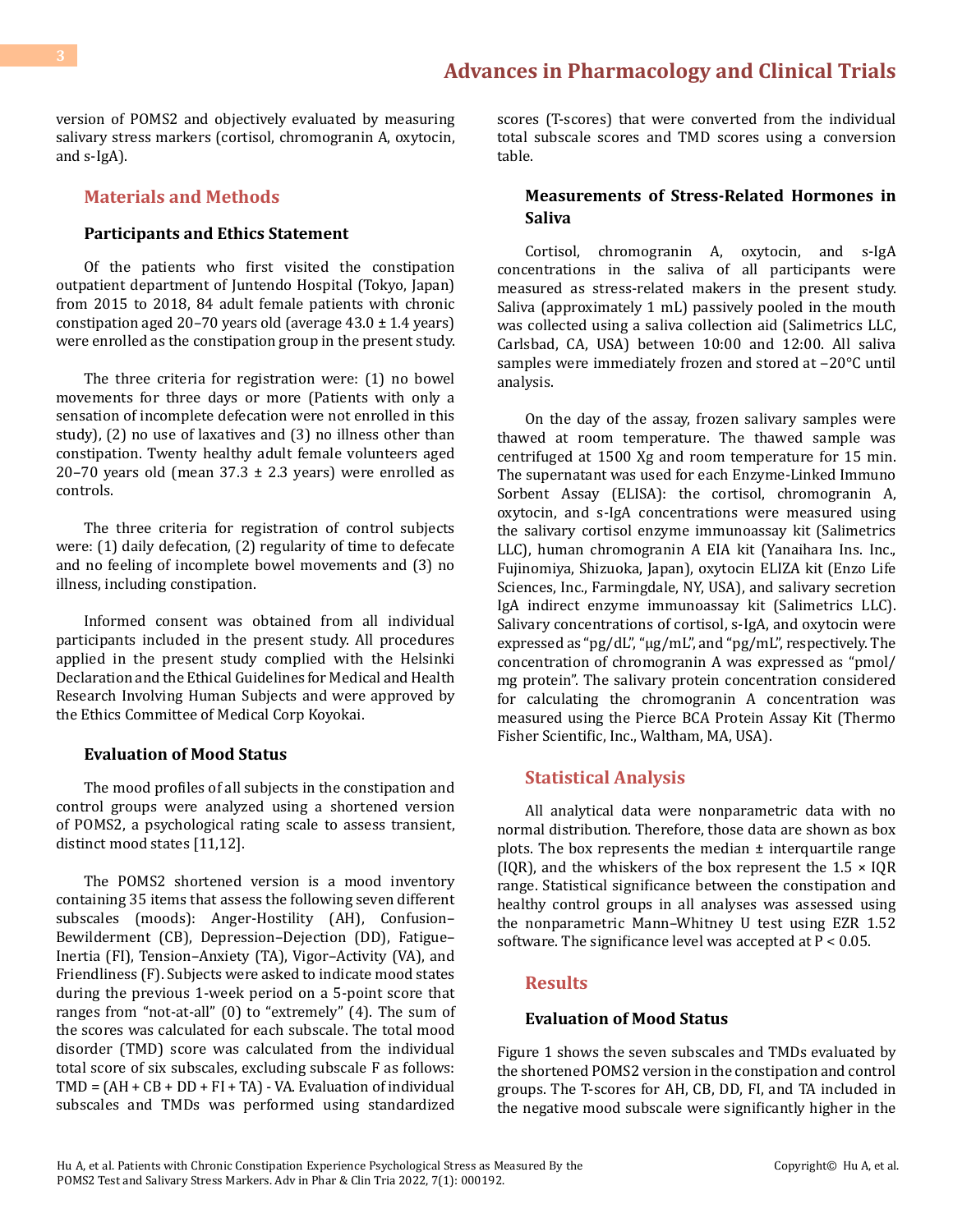version of POMS2 and objectively evaluated by measuring salivary stress markers (cortisol, chromogranin A, oxytocin, and s-IgA).

## Materials and Methods

### Participants and Ethics Statement

Of the patients who first visited the constipation outpatient department of Juntendo Hospital (Tokyo, Japan) from 2015 to 2018, 84 adult female patients with chronic constipation aged 20–70 years old (average 43.0 ± 1.4 years) were enrolled as the constipation group in the present study.

The three criteria for registration were: (1) no bowel movements for three days or more (Patients with only a sensation of incomplete defecation were not enrolled in this study), (2) no use of laxatives and (3) no illness other than constipation. Twenty healthy adult female volunteers aged 20–70 years old (mean 37.3 ± 2.3 years) were enrolled as controls.

The three criteria for registration of control subjects were: (1) daily defecation, (2) regularity of time to defecate and no feeling of incomplete bowel movements and (3) no illness, including constipation.

Informed consent was obtained from all individual participants included in the present study. All procedures applied in the present study complied with the Helsinki Declaration and the Ethical Guidelines for Medical and Health Research Involving Human Subjects and were approved by the Ethics Committee of Medical Corp Koyokai.

### Evaluation of Mood Status

The mood profiles of all subjects in the constipation and control groups were analyzed using a shortened version of POMS2, a psychological rating scale to assess transient, distinct mood states [11,12].

The POMS2 shortened version is a mood inventory containing 35 items that assess the following seven different subscales (moods): Anger-Hostility (AH), Confusion–Bewilderment (CB), Depression–Dejection (DD), Fatigue–Inertia (FI), Tension–Anxiety (TA), Vigor–Activity (VA), and Friendliness (F). Subjects were asked to indicate mood states during the previous 1-week period on a 5-point score that ranges from "not-at-all" (0) to "extremely" (4). The sum of the scores was calculated for each subscale. The total mood disorder (TMD) score was calculated from the individual total score of six subscales, excluding subscale F as follows: TMD = (AH + CB + DD + FI + TA) - VA. Evaluation of individual subscales and TMDs was performed using standardized scores (T-scores) that were converted from the individual total subscale scores and TMD scores using a conversion table.

### Measurements of Stress-Related Hormones in Saliva

Cortisol, chromogranin A, oxytocin, and s-IgA concentrations in the saliva of all participants were measured as stress-related makers in the present study. Saliva (approximately 1 mL) passively pooled in the mouth was collected using a saliva collection aid (Salimetrics LLC, Carlsbad, CA, USA) between 10:00 and 12:00. All saliva samples were immediately frozen and stored at −20°C until analysis.

On the day of the assay, frozen salivary samples were thawed at room temperature. The thawed sample was centrifuged at 1500 Xg and room temperature for 15 min. The supernatant was used for each Enzyme-Linked Immuno Sorbent Assay (ELISA): the cortisol, chromogranin A, oxytocin, and s-IgA concentrations were measured using the salivary cortisol enzyme immunoassay kit (Salimetrics LLC), human chromogranin A EIA kit (Yanaihara Ins. Inc., Fujinomiya, Shizuoka, Japan), oxytocin ELIZA kit (Enzo Life Sciences, Inc., Farmingdale, NY, USA), and salivary secretion IgA indirect enzyme immunoassay kit (Salimetrics LLC). Salivary concentrations of cortisol, s-IgA, and oxytocin were expressed as "pg/dL", "µg/mL", and "pg/mL", respectively. The concentration of chromogranin A was expressed as "pmol/mg protein". The salivary protein concentration considered for calculating the chromogranin A concentration was measured using the Pierce BCA Protein Assay Kit (Thermo Fisher Scientific, Inc., Waltham, MA, USA).

## Statistical Analysis

All analytical data were nonparametric data with no normal distribution. Therefore, those data are shown as box plots. The box represents the median ± interquartile range (IQR), and the whiskers of the box represent the 1.5 × IQR range. Statistical significance between the constipation and healthy control groups in all analyses was assessed using the nonparametric Mann–Whitney U test using EZR 1.52 software. The significance level was accepted at $P < 0.05$.

## Results

### Evaluation of Mood Status

Figure 1 shows the seven subscales and TMDs evaluated by the shortened POMS2 version in the constipation and control groups. The T-scores for AH, CB, DD, FI, and TA included in the negative mood subscale were significantly higher in the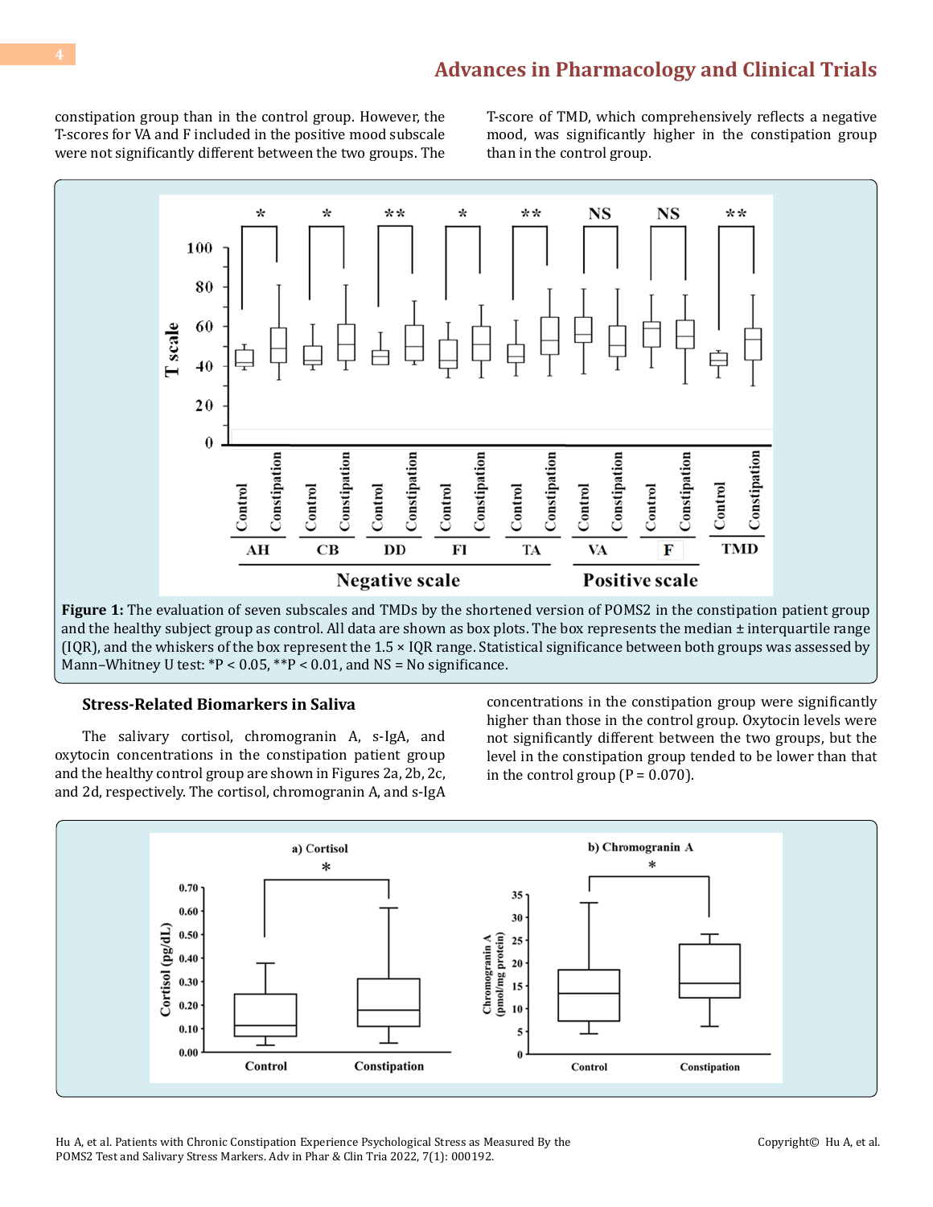constipation group than in the control group. However, the T-scores for VA and F included in the positive mood subscale were not significantly different between the two groups. The T-score of TMD, which comprehensively reflects a negative mood, was significantly higher in the constipation group than in the control group.

**Figure 1:** The evaluation of seven subscales and TMDs by the shortened version of POMS2 in the constipation patient group and the healthy subject group as control. All data are shown as box plots. The box represents the median ± interquartile range (IQR), and the whiskers of the box represent the 1.5 × IQR range. Statistical significance between both groups was assessed by Mann–Whitney U test: *P < 0.05, **P < 0.01, and NS = No significance.

### Stress-Related Biomarkers in Saliva

The salivary cortisol, chromogranin A, s-IgA, and oxytocin concentrations in the constipation patient group and the healthy control group are shown in Figures 2a, 2b, 2c, and 2d, respectively. The cortisol, chromogranin A, and s-IgA concentrations in the constipation group were significantly higher than those in the control group. Oxytocin levels were not significantly different between the two groups, but the level in the constipation group tended to be lower than that in the control group (P = 0.070).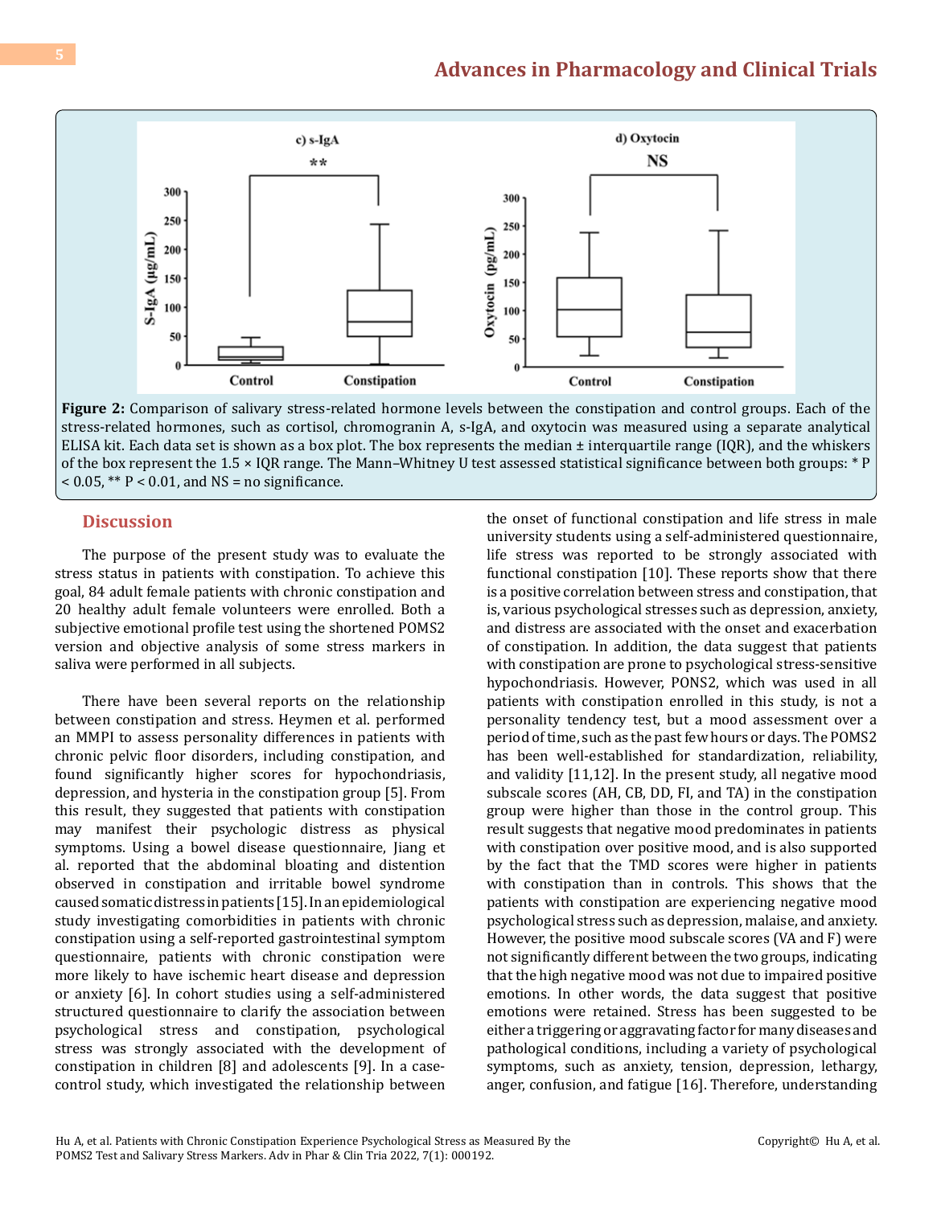**Figure 2:** Comparison of salivary stress-related hormone levels between the constipation and control groups. Each of the stress-related hormones, such as cortisol, chromogranin A, s-IgA, and oxytocin was measured using a separate analytical ELISA kit. Each data set is shown as a box plot. The box represents the median ± interquartile range (IQR), and the whiskers of the box represent the 1.5 × IQR range. The Mann–Whitney U test assessed statistical significance between both groups: * $P < 0.05$, ** $P < 0.01$, and NS = no significance.

## Discussion

The purpose of the present study was to evaluate the stress status in patients with constipation. To achieve this goal, 84 adult female patients with chronic constipation and 20 healthy adult female volunteers were enrolled. Both a subjective emotional profile test using the shortened POMS2 version and objective analysis of some stress markers in saliva were performed in all subjects.

There have been several reports on the relationship between constipation and stress. Heymen et al. performed an MMPI to assess personality differences in patients with chronic pelvic floor disorders, including constipation, and found significantly higher scores for hypochondriasis, depression, and hysteria in the constipation group [5]. From this result, they suggested that patients with constipation may manifest their psychologic distress as physical symptoms. Using a bowel disease questionnaire, Jiang et al. reported that the abdominal bloating and distention observed in constipation and irritable bowel syndrome caused somatic distress in patients [15]. In an epidemiological study investigating comorbidities in patients with chronic constipation using a self-reported gastrointestinal symptom questionnaire, patients with chronic constipation were more likely to have ischemic heart disease and depression or anxiety [6]. In cohort studies using a self-administered structured questionnaire to clarify the association between psychological stress and constipation, psychological stress was strongly associated with the development of constipation in children [8] and adolescents [9]. In a case-control study, which investigated the relationship between the onset of functional constipation and life stress in male university students using a self-administered questionnaire, life stress was reported to be strongly associated with functional constipation [10]. These reports show that there is a positive correlation between stress and constipation, that is, various psychological stresses such as depression, anxiety, and distress are associated with the onset and exacerbation of constipation. In addition, the data suggest that patients with constipation are prone to psychological stress-sensitive hypochondriasis. However, PONS2, which was used in all patients with constipation enrolled in this study, is not a personality tendency test, but a mood assessment over a period of time, such as the past few hours or days. The POMS2 has been well-established for standardization, reliability, and validity [11,12]. In the present study, all negative mood subscale scores (AH, CB, DD, FI, and TA) in the constipation group were higher than those in the control group. This result suggests that negative mood predominates in patients with constipation over positive mood, and is also supported by the fact that the TMD scores were higher in patients with constipation than in controls. This shows that the patients with constipation are experiencing negative mood psychological stress such as depression, malaise, and anxiety. However, the positive mood subscale scores (VA and F) were not significantly different between the two groups, indicating that the high negative mood was not due to impaired positive emotions. In other words, the data suggest that positive emotions were retained. Stress has been suggested to be either a triggering or aggravating factor for many diseases and pathological conditions, including a variety of psychological symptoms, such as anxiety, tension, depression, lethargy, anger, confusion, and fatigue [16]. Therefore, understanding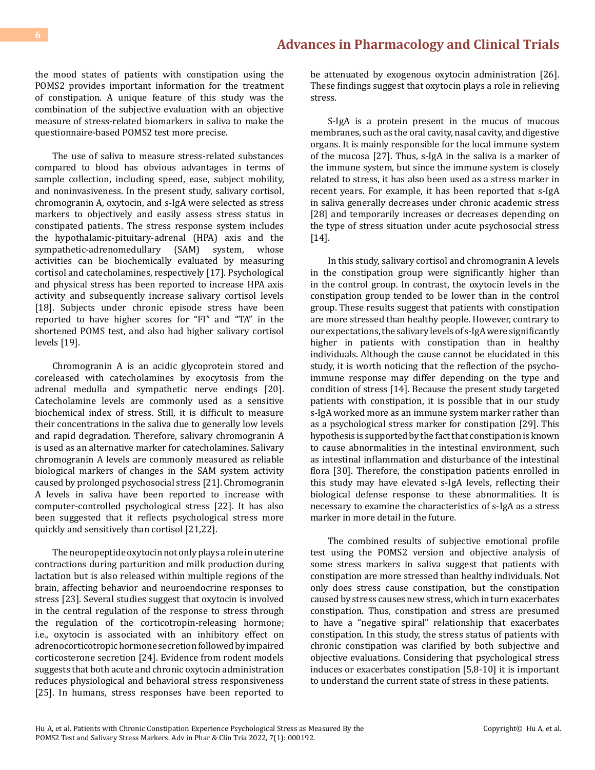the mood states of patients with constipation using the POMS2 provides important information for the treatment of constipation. A unique feature of this study was the combination of the subjective evaluation with an objective measure of stress-related biomarkers in saliva to make the questionnaire-based POMS2 test more precise.

The use of saliva to measure stress-related substances compared to blood has obvious advantages in terms of sample collection, including speed, ease, subject mobility, and noninvasiveness. In the present study, salivary cortisol, chromogranin A, oxytocin, and s-IgA were selected as stress markers to objectively and easily assess stress status in constipated patients. The stress response system includes the hypothalamic-pituitary-adrenal (HPA) axis and the sympathetic-adrenomedullary (SAM) system, whose activities can be biochemically evaluated by measuring cortisol and catecholamines, respectively [17]. Psychological and physical stress has been reported to increase HPA axis activity and subsequently increase salivary cortisol levels [18]. Subjects under chronic episode stress have been reported to have higher scores for "FI" and "TA" in the shortened POMS test, and also had higher salivary cortisol levels [19].

Chromogranin A is an acidic glycoprotein stored and coreleased with catecholamines by exocytosis from the adrenal medulla and sympathetic nerve endings [20]. Catecholamine levels are commonly used as a sensitive biochemical index of stress. Still, it is difficult to measure their concentrations in the saliva due to generally low levels and rapid degradation. Therefore, salivary chromogranin A is used as an alternative marker for catecholamines. Salivary chromogranin A levels are commonly measured as reliable biological markers of changes in the SAM system activity caused by prolonged psychosocial stress [21]. Chromogranin A levels in saliva have been reported to increase with computer-controlled psychological stress [22]. It has also been suggested that it reflects psychological stress more quickly and sensitively than cortisol [21,22].

The neuropeptide oxytocin not only plays a role in uterine contractions during parturition and milk production during lactation but is also released within multiple regions of the brain, affecting behavior and neuroendocrine responses to stress [23]. Several studies suggest that oxytocin is involved in the central regulation of the response to stress through the regulation of the corticotropin-releasing hormone; i.e., oxytocin is associated with an inhibitory effect on adrenocorticotropic hormone secretion followed by impaired corticosterone secretion [24]. Evidence from rodent models suggests that both acute and chronic oxytocin administration reduces physiological and behavioral stress responsiveness [25]. In humans, stress responses have been reported to be attenuated by exogenous oxytocin administration [26]. These findings suggest that oxytocin plays a role in relieving stress.

S-IgA is a protein present in the mucus of mucous membranes, such as the oral cavity, nasal cavity, and digestive organs. It is mainly responsible for the local immune system of the mucosa [27]. Thus, s-IgA in the saliva is a marker of the immune system, but since the immune system is closely related to stress, it has also been used as a stress marker in recent years. For example, it has been reported that s-IgA in saliva generally decreases under chronic academic stress [28] and temporarily increases or decreases depending on the type of stress situation under acute psychosocial stress [14].

In this study, salivary cortisol and chromogranin A levels in the constipation group were significantly higher than in the control group. In contrast, the oxytocin levels in the constipation group tended to be lower than in the control group. These results suggest that patients with constipation are more stressed than healthy people. However, contrary to our expectations, the salivary levels of s-IgA were significantly higher in patients with constipation than in healthy individuals. Although the cause cannot be elucidated in this study, it is worth noticing that the reflection of the psycho-immune response may differ depending on the type and condition of stress [14]. Because the present study targeted patients with constipation, it is possible that in our study s-IgA worked more as an immune system marker rather than as a psychological stress marker for constipation [29]. This hypothesis is supported by the fact that constipation is known to cause abnormalities in the intestinal environment, such as intestinal inflammation and disturbance of the intestinal flora [30]. Therefore, the constipation patients enrolled in this study may have elevated s-IgA levels, reflecting their biological defense response to these abnormalities. It is necessary to examine the characteristics of s-IgA as a stress marker in more detail in the future.

The combined results of subjective emotional profile test using the POMS2 version and objective analysis of some stress markers in saliva suggest that patients with constipation are more stressed than healthy individuals. Not only does stress cause constipation, but the constipation caused by stress causes new stress, which in turn exacerbates constipation. Thus, constipation and stress are presumed to have a "negative spiral" relationship that exacerbates constipation. In this study, the stress status of patients with chronic constipation was clarified by both subjective and objective evaluations. Considering that psychological stress induces or exacerbates constipation [5,8-10] it is important to understand the current state of stress in these patients.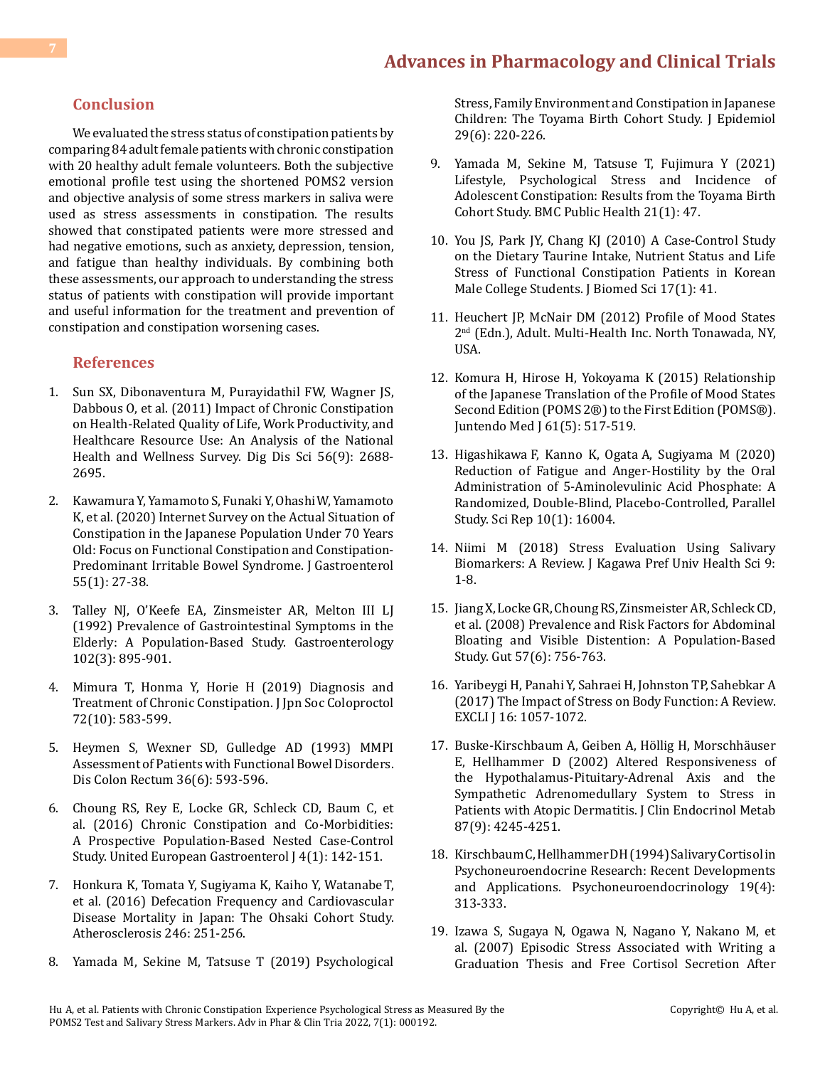## Conclusion

We evaluated the stress status of constipation patients by comparing 84 adult female patients with chronic constipation with 20 healthy adult female volunteers. Both the subjective emotional profile test using the shortened POMS2 version and objective analysis of some stress markers in saliva were used as stress assessments in constipation. The results showed that constipated patients were more stressed and had negative emotions, such as anxiety, depression, tension, and fatigue than healthy individuals. By combining both these assessments, our approach to understanding the stress status of patients with constipation will provide important and useful information for the treatment and prevention of constipation and constipation worsening cases.

## References

1. Sun SX, Dibonaventura M, Purayidathil FW, Wagner JS, Dabbous O, et al. (2011) Impact of Chronic Constipation on Health-Related Quality of Life, Work Productivity, and Healthcare Resource Use: An Analysis of the National Health and Wellness Survey. Dig Dis Sci 56(9): 2688-2695.
2. Kawamura Y, Yamamoto S, Funaki Y, Ohashi W, Yamamoto K, et al. (2020) Internet Survey on the Actual Situation of Constipation in the Japanese Population Under 70 Years Old: Focus on Functional Constipation and Constipation-Predominant Irritable Bowel Syndrome. J Gastroenterol 55(1): 27-38.
3. Talley NJ, O'Keefe EA, Zinsmeister AR, Melton III LJ (1992) Prevalence of Gastrointestinal Symptoms in the Elderly: A Population-Based Study. Gastroenterology 102(3): 895-901.
4. Mimura T, Honma Y, Horie H (2019) Diagnosis and Treatment of Chronic Constipation. J Jpn Soc Coloproctol 72(10): 583-599.
5. Heymen S, Wexner SD, Gulledge AD (1993) MMPI Assessment of Patients with Functional Bowel Disorders. Dis Colon Rectum 36(6): 593-596.
6. Choung RS, Rey E, Locke GR, Schleck CD, Baum C, et al. (2016) Chronic Constipation and Co-Morbidities: A Prospective Population-Based Nested Case-Control Study. United European Gastroenterol J 4(1): 142-151.
7. Honkura K, Tomata Y, Sugiyama K, Kaiho Y, Watanabe T, et al. (2016) Defecation Frequency and Cardiovascular Disease Mortality in Japan: The Ohsaki Cohort Study. Atherosclerosis 246: 251-256.
8. Yamada M, Sekine M, Tatsuse T (2019) Psychological Stress, Family Environment and Constipation in Japanese Children: The Toyama Birth Cohort Study. J Epidemiol 29(6): 220-226.
9. Yamada M, Sekine M, Tatsuse T, Fujimura Y (2021) Lifestyle, Psychological Stress and Incidence of Adolescent Constipation: Results from the Toyama Birth Cohort Study. BMC Public Health 21(1): 47.
10. You JS, Park JY, Chang KJ (2010) A Case-Control Study on the Dietary Taurine Intake, Nutrient Status and Life Stress of Functional Constipation Patients in Korean Male College Students. J Biomed Sci 17(1): 41.
11. Heuchert JP, McNair DM (2012) Profile of Mood States 2nd (Edn.), Adult. Multi-Health Inc. North Tonawada, NY, USA.
12. Komura H, Hirose H, Yokoyama K (2015) Relationship of the Japanese Translation of the Profile of Mood States Second Edition (POMS 2®) to the First Edition (POMS®). Juntendo Med J 61(5): 517-519.
13. Higashikawa F, Kanno K, Ogata A, Sugiyama M (2020) Reduction of Fatigue and Anger-Hostility by the Oral Administration of 5-Aminolevulinic Acid Phosphate: A Randomized, Double-Blind, Placebo-Controlled, Parallel Study. Sci Rep 10(1): 16004.
14. Niimi M (2018) Stress Evaluation Using Salivary Biomarkers: A Review. J Kagawa Pref Univ Health Sci 9: 1-8.
15. Jiang X, Locke GR, Choung RS, Zinsmeister AR, Schleck CD, et al. (2008) Prevalence and Risk Factors for Abdominal Bloating and Visible Distention: A Population-Based Study. Gut 57(6): 756-763.
16. Yaribeygi H, Panahi Y, Sahraei H, Johnston TP, Sahebkar A (2017) The Impact of Stress on Body Function: A Review. EXCLI J 16: 1057-1072.
17. Buske-Kirschbaum A, Geiben A, Höllig H, Morschhäuser E, Hellhammer D (2002) Altered Responsiveness of the Hypothalamus-Pituitary-Adrenal Axis and the Sympathetic Adrenomedullary System to Stress in Patients with Atopic Dermatitis. J Clin Endocrinol Metab 87(9): 4245-4251.
18. Kirschbaum C, Hellhammer DH (1994) Salivary Cortisol in Psychoneuroendocrine Research: Recent Developments and Applications. Psychoneuroendocrinology 19(4): 313-333.
19. Izawa S, Sugaya N, Ogawa N, Nagano Y, Nakano M, et al. (2007) Episodic Stress Associated with Writing a Graduation Thesis and Free Cortisol Secretion After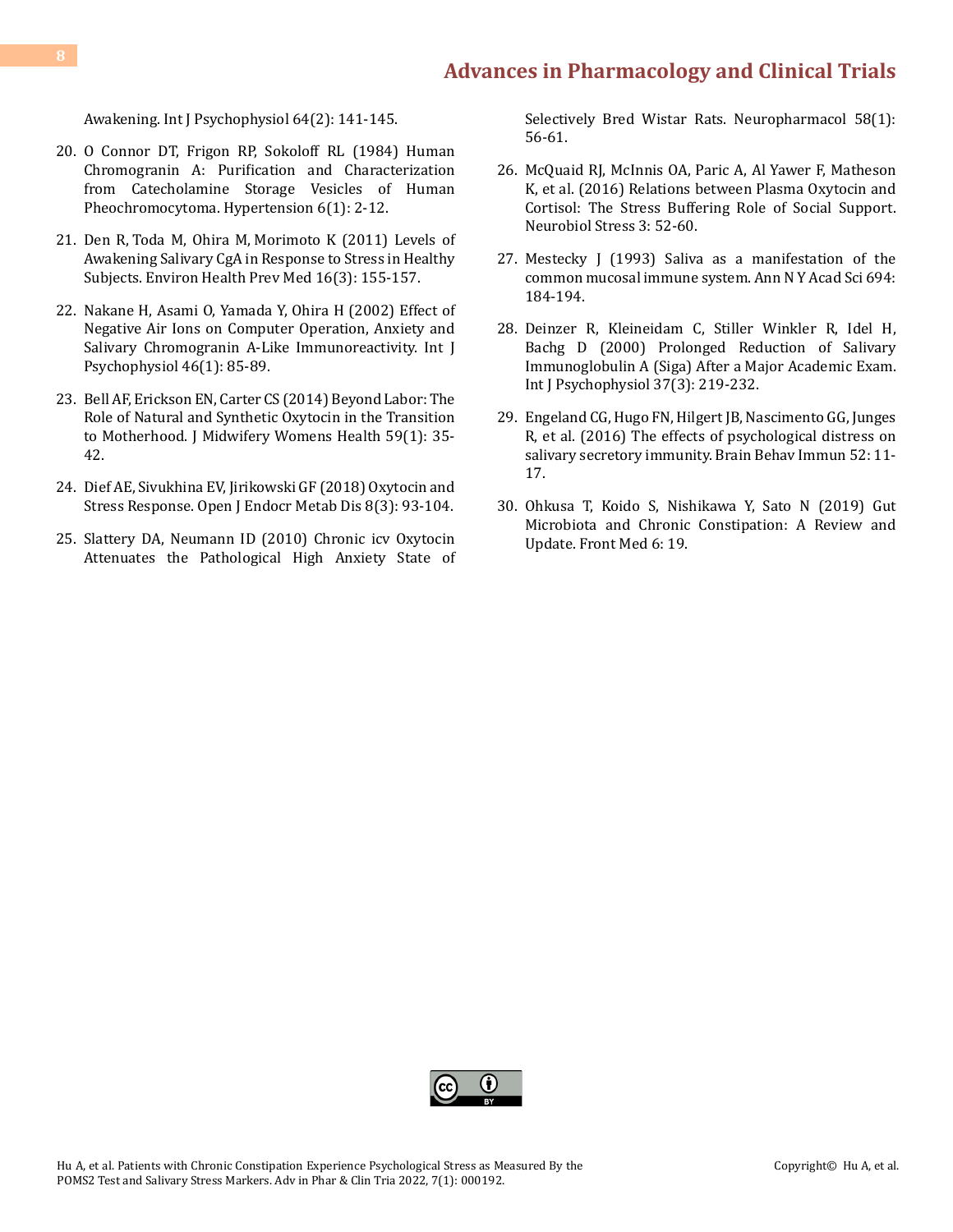Awakening. Int J Psychophysiol 64(2): 141-145.

20. O Connor DT, Frigon RP, Sokoloff RL (1984) Human Chromogranin A: Purification and Characterization from Catecholamine Storage Vesicles of Human Pheochromocytoma. Hypertension 6(1): 2-12.
21. Den R, Toda M, Ohira M, Morimoto K (2011) Levels of Awakening Salivary CgA in Response to Stress in Healthy Subjects. Environ Health Prev Med 16(3): 155-157.
22. Nakane H, Asami O, Yamada Y, Ohira H (2002) Effect of Negative Air Ions on Computer Operation, Anxiety and Salivary Chromogranin A-Like Immunoreactivity. Int J Psychophysiol 46(1): 85-89.
23. Bell AF, Erickson EN, Carter CS (2014) Beyond Labor: The Role of Natural and Synthetic Oxytocin in the Transition to Motherhood. J Midwifery Womens Health 59(1): 35-42.
24. Dief AE, Sivukhina EV, Jirikowski GF (2018) Oxytocin and Stress Response. Open J Endocr Metab Dis 8(3): 93-104.
25. Slattery DA, Neumann ID (2010) Chronic icv Oxytocin Attenuates the Pathological High Anxiety State of Selectively Bred Wistar Rats. Neuropharmacol 58(1): 56-61.
26. McQuaid RJ, McInnis OA, Paric A, Al Yawer F, Matheson K, et al. (2016) Relations between Plasma Oxytocin and Cortisol: The Stress Buffering Role of Social Support. Neurobiol Stress 3: 52-60.
27. Mestecky J (1993) Saliva as a manifestation of the common mucosal immune system. Ann N Y Acad Sci 694: 184-194.
28. Deinzer R, Kleineidam C, Stiller Winkler R, Idel H, Bachg D (2000) Prolonged Reduction of Salivary Immunoglobulin A (Siga) After a Major Academic Exam. Int J Psychophysiol 37(3): 219-232.
29. Engeland CG, Hugo FN, Hilgert JB, Nascimento GG, Junges R, et al. (2016) The effects of psychological distress on salivary secretory immunity. Brain Behav Immun 52: 11-17.
30. Ohkusa T, Koido S, Nishikawa Y, Sato N (2019) Gut Microbiota and Chronic Constipation: A Review and Update. Front Med 6: 19.